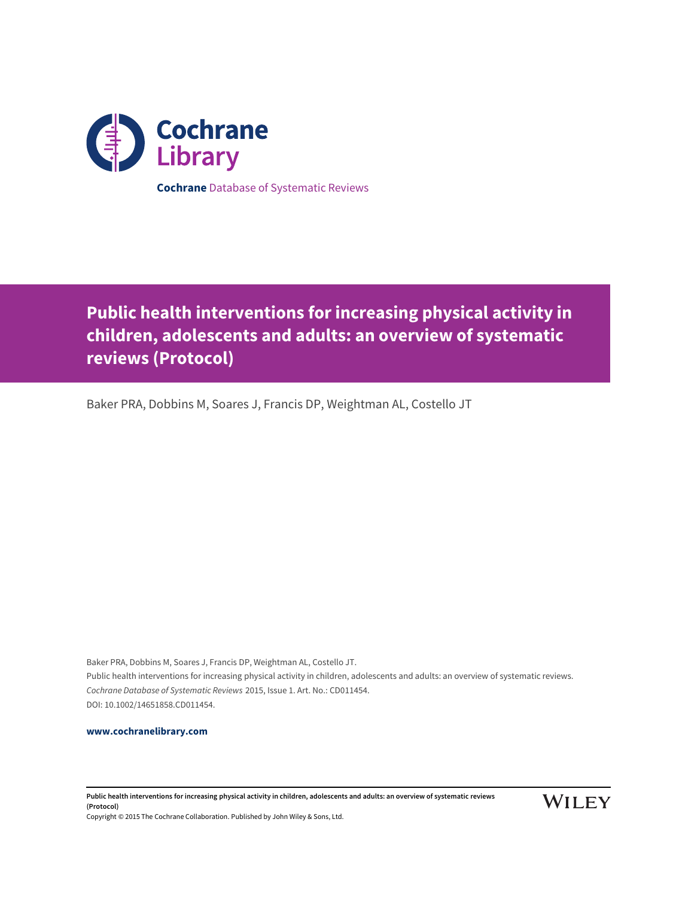Cochrane Library

**Cochrane** Database of Systematic Reviews

# Public health interventions for increasing physical activity in children, adolescents and adults: an overview of systematic reviews (Protocol)

Baker PRA, Dobbins M, Soares J, Francis DP, Weightman AL, Costello JT

Baker PRA, Dobbins M, Soares J, Francis DP, Weightman AL, Costello JT.
Public health interventions for increasing physical activity in children, adolescents and adults: an overview of systematic reviews.
*Cochrane Database of Systematic Reviews* 2015, Issue 1. Art. No.: CD011454.
DOI: 10.1002/14651858.CD011454.

**www.cochranelibrary.com**

Copyright © 2015 The Cochrane Collaboration. Published by John Wiley & Sons, Ltd.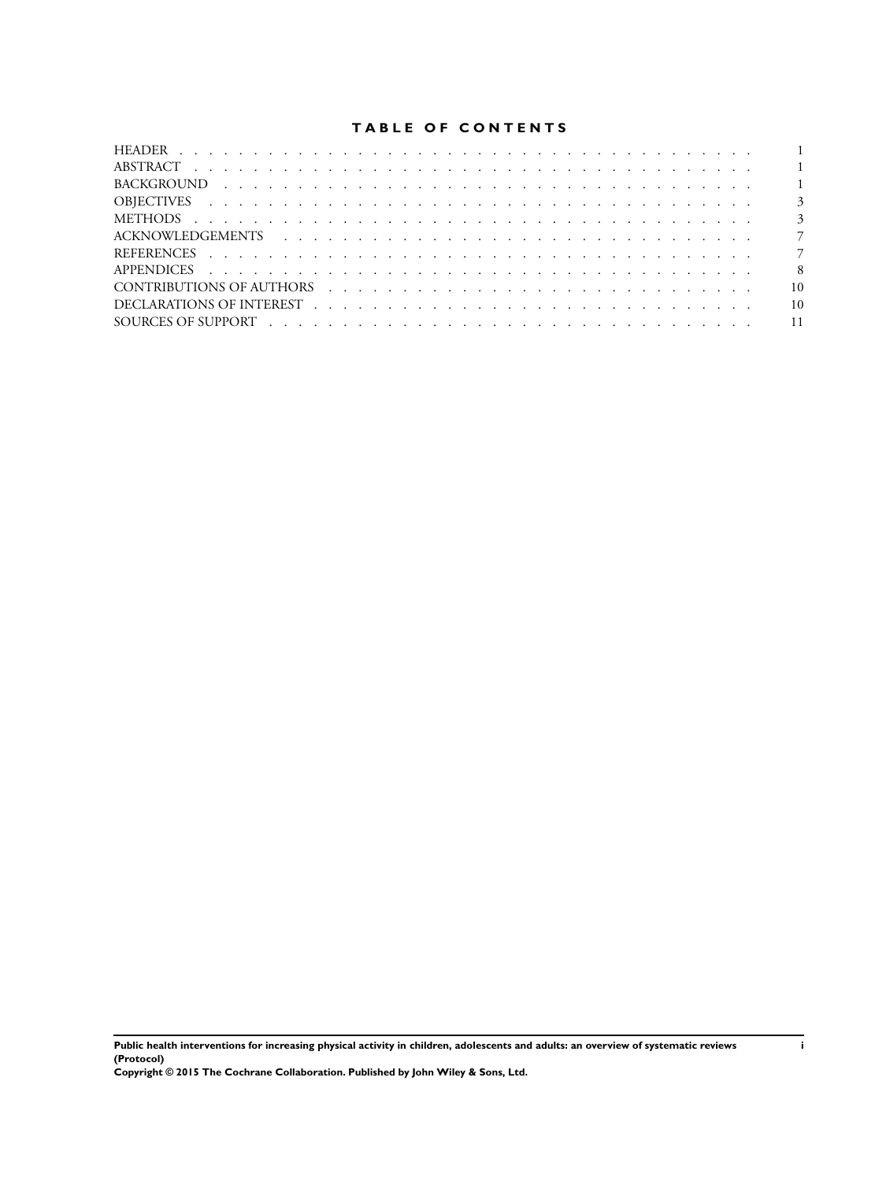# TABLE OF CONTENTS

| | |
|---|---|
| HEADER | 1 |
| ABSTRACT | 1 |
| BACKGROUND | 1 |
| OBJECTIVES | 3 |
| METHODS | 3 |
| ACKNOWLEDGEMENTS | 7 |
| REFERENCES | 7 |
| APPENDICES | 8 |
| CONTRIBUTIONS OF AUTHORS | 10 |
| DECLARATIONS OF INTEREST | 10 |
| SOURCES OF SUPPORT | 11 |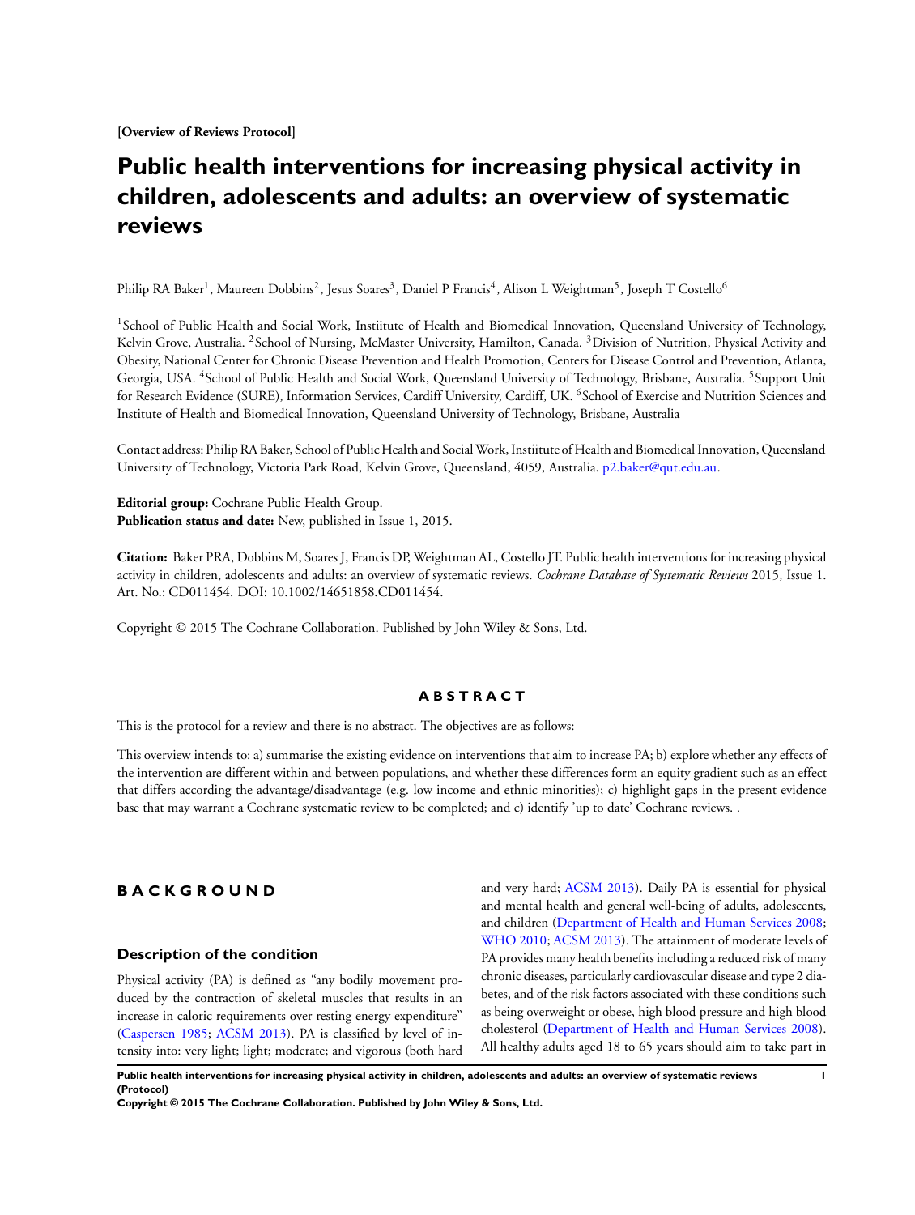**[Overview of Reviews Protocol]**

# Public health interventions for increasing physical activity in children, adolescents and adults: an overview of systematic reviews

Philip RA Baker[1], Maureen Dobbins[2], Jesus Soares[3], Daniel P Francis[4], Alison L Weightman[5], Joseph T Costello[6]

[1]School of Public Health and Social Work, Instiitute of Health and Biomedical Innovation, Queensland University of Technology, Kelvin Grove, Australia. [2]School of Nursing, McMaster University, Hamilton, Canada. [3]Division of Nutrition, Physical Activity and Obesity, National Center for Chronic Disease Prevention and Health Promotion, Centers for Disease Control and Prevention, Atlanta, Georgia, USA. [4]School of Public Health and Social Work, Queensland University of Technology, Brisbane, Australia. [5]Support Unit for Research Evidence (SURE), Information Services, Cardiff University, Cardiff, UK. [6]School of Exercise and Nutrition Sciences and Institute of Health and Biomedical Innovation, Queensland University of Technology, Brisbane, Australia

Contact address: Philip RA Baker, School of Public Health and Social Work, Instiitute of Health and Biomedical Innovation, Queensland University of Technology, Victoria Park Road, Kelvin Grove, Queensland, 4059, Australia. p2.baker@qut.edu.au.

**Editorial group:** Cochrane Public Health Group.
**Publication status and date:** New, published in Issue 1, 2015.

**Citation:** Baker PRA, Dobbins M, Soares J, Francis DP, Weightman AL, Costello JT. Public health interventions for increasing physical activity in children, adolescents and adults: an overview of systematic reviews. *Cochrane Database of Systematic Reviews* 2015, Issue 1. Art. No.: CD011454. DOI: 10.1002/14651858.CD011454.

Copyright © 2015 The Cochrane Collaboration. Published by John Wiley & Sons, Ltd.

## ABSTRACT

This is the protocol for a review and there is no abstract. The objectives are as follows:

This overview intends to: a) summarise the existing evidence on interventions that aim to increase PA; b) explore whether any effects of the intervention are different within and between populations, and whether these differences form an equity gradient such as an effect that differs according the advantage/disadvantage (e.g. low income and ethnic minorities); c) highlight gaps in the present evidence base that may warrant a Cochrane systematic review to be completed; and c) identify 'up to date' Cochrane reviews. .

## BACKGROUND

### Description of the condition

Physical activity (PA) is defined as "any bodily movement produced by the contraction of skeletal muscles that results in an increase in caloric requirements over resting energy expenditure" (Caspersen 1985; ACSM 2013). PA is classified by level of intensity into: very light; light; moderate; and vigorous (both hard and very hard; ACSM 2013). Daily PA is essential for physical and mental health and general well-being of adults, adolescents, and children (Department of Health and Human Services 2008; WHO 2010; ACSM 2013). The attainment of moderate levels of PA provides many health benefits including a reduced risk of many chronic diseases, particularly cardiovascular disease and type 2 diabetes, and of the risk factors associated with these conditions such as being overweight or obese, high blood pressure and high blood cholesterol (Department of Health and Human Services 2008). All healthy adults aged 18 to 65 years should aim to take part in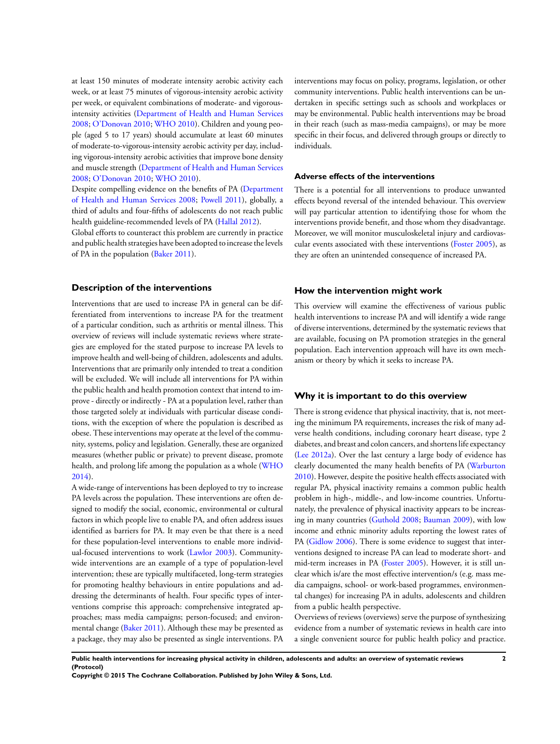at least 150 minutes of moderate intensity aerobic activity each week, or at least 75 minutes of vigorous-intensity aerobic activity per week, or equivalent combinations of moderate- and vigorous-intensity activities (Department of Health and Human Services 2008; O'Donovan 2010; WHO 2010). Children and young people (aged 5 to 17 years) should accumulate at least 60 minutes of moderate-to-vigorous-intensity aerobic activity per day, including vigorous-intensity aerobic activities that improve bone density and muscle strength (Department of Health and Human Services 2008; O'Donovan 2010; WHO 2010).

Despite compelling evidence on the benefits of PA (Department of Health and Human Services 2008; Powell 2011), globally, a third of adults and four-fifths of adolescents do not reach public health guideline-recommended levels of PA (Hallal 2012).

Global efforts to counteract this problem are currently in practice and public health strategies have been adopted to increase the levels of PA in the population (Baker 2011).

## Description of the interventions

Interventions that are used to increase PA in general can be differentiated from interventions to increase PA for the treatment of a particular condition, such as arthritis or mental illness. This overview of reviews will include systematic reviews where strategies are employed for the stated purpose to increase PA levels to improve health and well-being of children, adolescents and adults. Interventions that are primarily only intended to treat a condition will be excluded. We will include all interventions for PA within the public health and health promotion context that intend to improve - directly or indirectly - PA at a population level, rather than those targeted solely at individuals with particular disease conditions, with the exception of where the population is described as obese. These interventions may operate at the level of the community, systems, policy and legislation. Generally, these are organized measures (whether public or private) to prevent disease, promote health, and prolong life among the population as a whole (WHO 2014).

A wide-range of interventions has been deployed to try to increase PA levels across the population. These interventions are often designed to modify the social, economic, environmental or cultural factors in which people live to enable PA, and often address issues identified as barriers for PA. It may even be that there is a need for these population-level interventions to enable more individual-focused interventions to work (Lawlor 2003). Community-wide interventions are an example of a type of population-level intervention; these are typically multifaceted, long-term strategies for promoting healthy behaviours in entire populations and addressing the determinants of health. Four specific types of interventions comprise this approach: comprehensive integrated approaches; mass media campaigns; person-focused; and environmental change (Baker 2011). Although these may be presented as a package, they may also be presented as single interventions. PA interventions may focus on policy, programs, legislation, or other community interventions. Public health interventions can be undertaken in specific settings such as schools and workplaces or may be environmental. Public health interventions may be broad in their reach (such as mass-media campaigns), or may be more specific in their focus, and delivered through groups or directly to individuals.

## Adverse effects of the interventions

There is a potential for all interventions to produce unwanted effects beyond reversal of the intended behaviour. This overview will pay particular attention to identifying those for whom the interventions provide benefit, and those whom they disadvantage. Moreover, we will monitor musculoskeletal injury and cardiovascular events associated with these interventions (Foster 2005), as they are often an unintended consequence of increased PA.

## How the intervention might work

This overview will examine the effectiveness of various public health interventions to increase PA and will identify a wide range of diverse interventions, determined by the systematic reviews that are available, focusing on PA promotion strategies in the general population. Each intervention approach will have its own mechanism or theory by which it seeks to increase PA.

## Why it is important to do this overview

There is strong evidence that physical inactivity, that is, not meeting the minimum PA requirements, increases the risk of many adverse health conditions, including coronary heart disease, type 2 diabetes, and breast and colon cancers, and shortens life expectancy (Lee 2012a). Over the last century a large body of evidence has clearly documented the many health benefits of PA (Warburton 2010). However, despite the positive health effects associated with regular PA, physical inactivity remains a common public health problem in high-, middle-, and low-income countries. Unfortunately, the prevalence of physical inactivity appears to be increasing in many countries (Guthold 2008; Bauman 2009), with low income and ethnic minority adults reporting the lowest rates of PA (Gidlow 2006). There is some evidence to suggest that interventions designed to increase PA can lead to moderate short- and mid-term increases in PA (Foster 2005). However, it is still unclear which is/are the most effective intervention/s (e.g. mass media campaigns, school- or work-based programmes, environmental changes) for increasing PA in adults, adolescents and children from a public health perspective.

Overviews of reviews (overviews) serve the purpose of synthesizing evidence from a number of systematic reviews in health care into a single convenient source for public health policy and practice.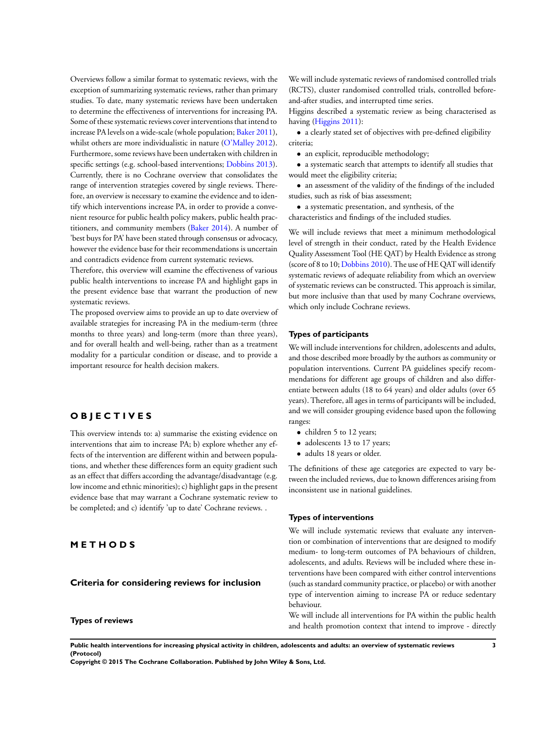Overviews follow a similar format to systematic reviews, with the exception of summarizing systematic reviews, rather than primary studies. To date, many systematic reviews have been undertaken to determine the effectiveness of interventions for increasing PA. Some of these systematic reviews cover interventions that intend to increase PA levels on a wide-scale (whole population; Baker 2011), whilst others are more individualistic in nature (O'Malley 2012). Furthermore, some reviews have been undertaken with children in specific settings (e.g. school-based interventions; Dobbins 2013). Currently, there is no Cochrane overview that consolidates the range of intervention strategies covered by single reviews. Therefore, an overview is necessary to examine the evidence and to identify which interventions increase PA, in order to provide a convenient resource for public health policy makers, public health practitioners, and community members (Baker 2014). A number of 'best buys for PA' have been stated through consensus or advocacy, however the evidence base for their recommendations is uncertain and contradicts evidence from current systematic reviews.

Therefore, this overview will examine the effectiveness of various public health interventions to increase PA and highlight gaps in the present evidence base that warrant the production of new systematic reviews.

The proposed overview aims to provide an up to date overview of available strategies for increasing PA in the medium-term (three months to three years) and long-term (more than three years), and for overall health and well-being, rather than as a treatment modality for a particular condition or disease, and to provide a important resource for health decision makers.

# OBJECTIVES

This overview intends to: a) summarise the existing evidence on interventions that aim to increase PA; b) explore whether any effects of the intervention are different within and between populations, and whether these differences form an equity gradient such as an effect that differs according the advantage/disadvantage (e.g. low income and ethnic minorities); c) highlight gaps in the present evidence base that may warrant a Cochrane systematic review to be completed; and c) identify 'up to date' Cochrane reviews. .

# METHODS

## Criteria for considering reviews for inclusion

### Types of reviews

We will include systematic reviews of randomised controlled trials (RCTS), cluster randomised controlled trials, controlled before-and-after studies, and interrupted time series.

Higgins described a systematic review as being characterised as having (Higgins 2011):

- a clearly stated set of objectives with pre-defined eligibility criteria;
- an explicit, reproducible methodology;
- a systematic search that attempts to identify all studies that would meet the eligibility criteria;
- an assessment of the validity of the findings of the included studies, such as risk of bias assessment;
- a systematic presentation, and synthesis, of the characteristics and findings of the included studies.

We will include reviews that meet a minimum methodological level of strength in their conduct, rated by the Health Evidence Quality Assessment Tool (HE QAT) by Health Evidence as strong (score of 8 to 10; Dobbins 2010). The use of HE QAT will identify systematic reviews of adequate reliability from which an overview of systematic reviews can be constructed. This approach is similar, but more inclusive than that used by many Cochrane overviews, which only include Cochrane reviews.

### Types of participants

We will include interventions for children, adolescents and adults, and those described more broadly by the authors as community or population interventions. Current PA guidelines specify recommendations for different age groups of children and also differentiate between adults (18 to 64 years) and older adults (over 65 years). Therefore, all ages in terms of participants will be included, and we will consider grouping evidence based upon the following ranges:

- children 5 to 12 years;
- adolescents 13 to 17 years;
- adults 18 years or older.

The definitions of these age categories are expected to vary between the included reviews, due to known differences arising from inconsistent use in national guidelines.

### Types of interventions

We will include systematic reviews that evaluate any intervention or combination of interventions that are designed to modify medium- to long-term outcomes of PA behaviours of children, adolescents, and adults. Reviews will be included where these interventions have been compared with either control interventions (such as standard community practice, or placebo) or with another type of intervention aiming to increase PA or reduce sedentary behaviour.

We will include all interventions for PA within the public health and health promotion context that intend to improve - directly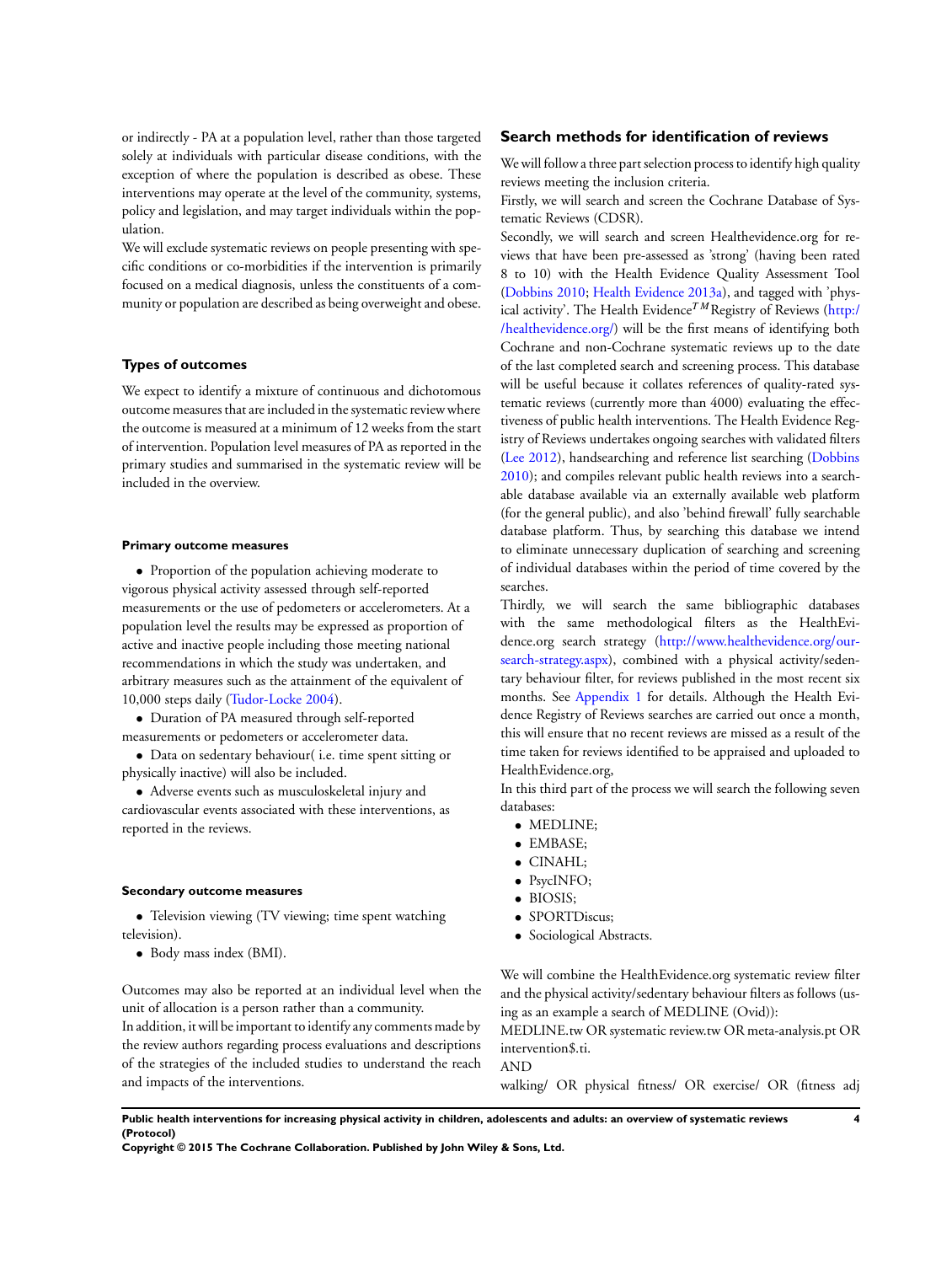or indirectly - PA at a population level, rather than those targeted solely at individuals with particular disease conditions, with the exception of where the population is described as obese. These interventions may operate at the level of the community, systems, policy and legislation, and may target individuals within the population.

We will exclude systematic reviews on people presenting with specific conditions or co-morbidities if the intervention is primarily focused on a medical diagnosis, unless the constituents of a community or population are described as being overweight and obese.

### Types of outcomes

We expect to identify a mixture of continuous and dichotomous outcome measures that are included in the systematic review where the outcome is measured at a minimum of 12 weeks from the start of intervention. Population level measures of PA as reported in the primary studies and summarised in the systematic review will be included in the overview.

#### Primary outcome measures

- Proportion of the population achieving moderate to vigorous physical activity assessed through self-reported measurements or the use of pedometers or accelerometers. At a population level the results may be expressed as proportion of active and inactive people including those meeting national recommendations in which the study was undertaken, and arbitrary measures such as the attainment of the equivalent of 10,000 steps daily (Tudor-Locke 2004).
- Duration of PA measured through self-reported measurements or pedometers or accelerometer data.
- Data on sedentary behaviour( i.e. time spent sitting or physically inactive) will also be included.
- Adverse events such as musculoskeletal injury and cardiovascular events associated with these interventions, as reported in the reviews.

#### Secondary outcome measures

- Television viewing (TV viewing; time spent watching television).
- Body mass index (BMI).

Outcomes may also be reported at an individual level when the unit of allocation is a person rather than a community.

In addition, it will be important to identify any comments made by the review authors regarding process evaluations and descriptions of the strategies of the included studies to understand the reach and impacts of the interventions.

## Search methods for identification of reviews

We will follow a three part selection process to identify high quality reviews meeting the inclusion criteria.

Firstly, we will search and screen the Cochrane Database of Systematic Reviews (CDSR).

Secondly, we will search and screen Healthevidence.org for reviews that have been pre-assessed as 'strong' (having been rated 8 to 10) with the Health Evidence Quality Assessment Tool (Dobbins 2010; Health Evidence 2013a), and tagged with 'physical activity'. The Health Evidence$^{TM}$Registry of Reviews (http://healthevidence.org/) will be the first means of identifying both Cochrane and non-Cochrane systematic reviews up to the date of the last completed search and screening process. This database will be useful because it collates references of quality-rated systematic reviews (currently more than 4000) evaluating the effectiveness of public health interventions. The Health Evidence Registry of Reviews undertakes ongoing searches with validated filters (Lee 2012), handsearching and reference list searching (Dobbins 2010); and compiles relevant public health reviews into a searchable database available via an externally available web platform (for the general public), and also 'behind firewall' fully searchable database platform. Thus, by searching this database we intend to eliminate unnecessary duplication of searching and screening of individual databases within the period of time covered by the searches.

Thirdly, we will search the same bibliographic databases with the same methodological filters as the HealthEvidence.org search strategy (http://www.healthevidence.org/our-search-strategy.aspx), combined with a physical activity/sedentary behaviour filter, for reviews published in the most recent six months. See Appendix 1 for details. Although the Health Evidence Registry of Reviews searches are carried out once a month, this will ensure that no recent reviews are missed as a result of the time taken for reviews identified to be appraised and uploaded to HealthEvidence.org,

In this third part of the process we will search the following seven databases:

- MEDLINE;
- EMBASE;
- CINAHL;
- PsycINFO;
- BIOSIS;
- SPORTDiscus;
- Sociological Abstracts.

We will combine the HealthEvidence.org systematic review filter and the physical activity/sedentary behaviour filters as follows (using as an example a search of MEDLINE (Ovid)):

MEDLINE.tw OR systematic review.tw OR meta-analysis.pt OR intervention$.ti.

AND

walking/ OR physical fitness/ OR exercise/ OR (fitness adj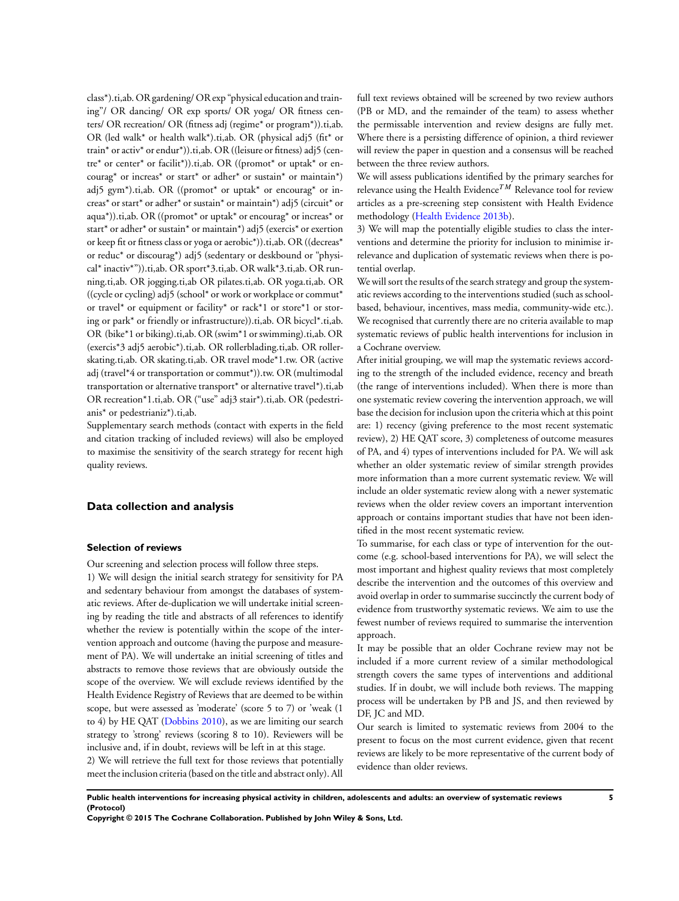class*).ti,ab. OR gardening/ OR exp "physical education and training"/ OR dancing/ OR exp sports/ OR yoga/ OR fitness centers/ OR recreation/ OR (fitness adj (regime* or program*)).ti,ab. OR (led walk* or health walk*).ti,ab. OR (physical adj5 (fit* or train* or activ* or endur*)).ti,ab. OR ((leisure or fitness) adj5 (centre* or center* or facilit*)).ti,ab. OR ((promot* or uptak* or encourag* or increas* or start* or adher* or sustain* or maintain*) adj5 gym*).ti,ab. OR ((promot* or uptak* or encourag* or increas* or start* or adher* or sustain* or maintain*) adj5 (circuit* or aqua*)).ti,ab. OR ((promot* or uptak* or encourag* or increas* or start* or adher* or sustain* or maintain*) adj5 (exercis* or exertion or keep fit or fitness class or yoga or aerobic*)).ti,ab. OR ((decreas* or reduc* or discourag*) adj5 (sedentary or deskbound or "physical* inactiv*")).ti,ab. OR sport*3.ti,ab. OR walk*3.ti,ab. OR running.ti,ab. OR jogging.ti,ab OR pilates.ti,ab. OR yoga.ti,ab. OR ((cycle or cycling) adj5 (school* or work or workplace or commut* or travel* or equipment or facility* or rack*1 or store*1 or storing or park* or friendly or infrastructure)).ti,ab. OR bicycl*.ti,ab. OR (bike*1 or biking).ti,ab. OR (swim*1 or swimming).ti,ab. OR (exercis*3 adj5 aerobic*).ti,ab. OR rollerblading.ti,ab. OR rollerskating.ti,ab. OR skating.ti,ab. OR travel mode*1.tw. OR (active adj (travel*4 or transportation or commut*)).tw. OR (multimodal transportation or alternative transport* or alternative travel*).ti,ab OR recreation*1.ti,ab. OR ("use" adj3 stair*).ti,ab. OR (pedestrianis* or pedestrianiz*).ti,ab.

Supplementary search methods (contact with experts in the field and citation tracking of included reviews) will also be employed to maximise the sensitivity of the search strategy for recent high quality reviews.

## Data collection and analysis

### Selection of reviews

Our screening and selection process will follow three steps.

1) We will design the initial search strategy for sensitivity for PA and sedentary behaviour from amongst the databases of systematic reviews. After de-duplication we will undertake initial screening by reading the title and abstracts of all references to identify whether the review is potentially within the scope of the intervention approach and outcome (having the purpose and measurement of PA). We will undertake an initial screening of titles and abstracts to remove those reviews that are obviously outside the scope of the overview. We will exclude reviews identified by the Health Evidence Registry of Reviews that are deemed to be within scope, but were assessed as 'moderate' (score 5 to 7) or 'weak (1 to 4) by HE QAT (Dobbins 2010), as we are limiting our search strategy to 'strong' reviews (scoring 8 to 10). Reviewers will be inclusive and, if in doubt, reviews will be left in at this stage.

2) We will retrieve the full text for those reviews that potentially meet the inclusion criteria (based on the title and abstract only). All full text reviews obtained will be screened by two review authors (PB or MD, and the remainder of the team) to assess whether the permissable intervention and review designs are fully met. Where there is a persisting difference of opinion, a third reviewer will review the paper in question and a consensus will be reached between the three review authors.

We will assess publications identified by the primary searches for relevance using the Health Evidence$^{TM}$ Relevance tool for review articles as a pre-screening step consistent with Health Evidence methodology (Health Evidence 2013b).

3) We will map the potentially eligible studies to class the interventions and determine the priority for inclusion to minimise irrelevance and duplication of systematic reviews when there is potential overlap.

We will sort the results of the search strategy and group the systematic reviews according to the interventions studied (such as school-based, behaviour, incentives, mass media, community-wide etc.). We recognised that currently there are no criteria available to map systematic reviews of public health interventions for inclusion in a Cochrane overview.

After initial grouping, we will map the systematic reviews according to the strength of the included evidence, recency and breath (the range of interventions included). When there is more than one systematic review covering the intervention approach, we will base the decision for inclusion upon the criteria which at this point are: 1) recency (giving preference to the most recent systematic review), 2) HE QAT score, 3) completeness of outcome measures of PA, and 4) types of interventions included for PA. We will ask whether an older systematic review of similar strength provides more information than a more current systematic review. We will include an older systematic review along with a newer systematic reviews when the older review covers an important intervention approach or contains important studies that have not been identified in the most recent systematic review.

To summarise, for each class or type of intervention for the outcome (e.g. school-based interventions for PA), we will select the most important and highest quality reviews that most completely describe the intervention and the outcomes of this overview and avoid overlap in order to summarise succinctly the current body of evidence from trustworthy systematic reviews. We aim to use the fewest number of reviews required to summarise the intervention approach.

It may be possible that an older Cochrane review may not be included if a more current review of a similar methodological strength covers the same types of interventions and additional studies. If in doubt, we will include both reviews. The mapping process will be undertaken by PB and JS, and then reviewed by DF, JC and MD.

Our search is limited to systematic reviews from 2004 to the present to focus on the most current evidence, given that recent reviews are likely to be more representative of the current body of evidence than older reviews.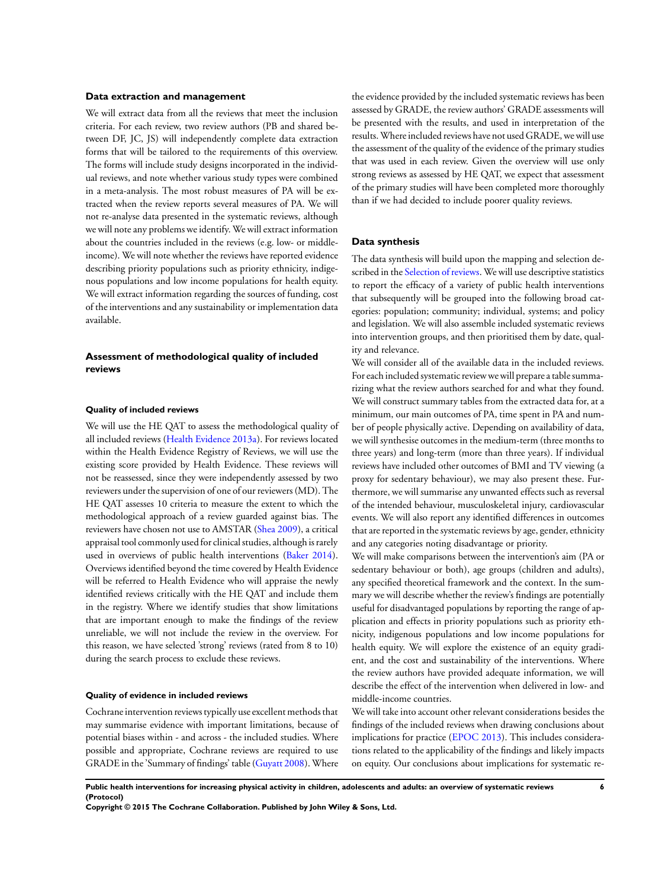### Data extraction and management

We will extract data from all the reviews that meet the inclusion criteria. For each review, two review authors (PB and shared between DF, JC, JS) will independently complete data extraction forms that will be tailored to the requirements of this overview. The forms will include study designs incorporated in the individual reviews, and note whether various study types were combined in a meta-analysis. The most robust measures of PA will be extracted when the review reports several measures of PA. We will not re-analyse data presented in the systematic reviews, although we will note any problems we identify. We will extract information about the countries included in the reviews (e.g. low- or middle-income). We will note whether the reviews have reported evidence describing priority populations such as priority ethnicity, indigenous populations and low income populations for health equity. We will extract information regarding the sources of funding, cost of the interventions and any sustainability or implementation data available.

### Assessment of methodological quality of included reviews

#### Quality of included reviews

We will use the HE QAT to assess the methodological quality of all included reviews (Health Evidence 2013a). For reviews located within the Health Evidence Registry of Reviews, we will use the existing score provided by Health Evidence. These reviews will not be reassessed, since they were independently assessed by two reviewers under the supervision of one of our reviewers (MD). The HE QAT assesses 10 criteria to measure the extent to which the methodological approach of a review guarded against bias. The reviewers have chosen not use to AMSTAR (Shea 2009), a critical appraisal tool commonly used for clinical studies, although is rarely used in overviews of public health interventions (Baker 2014). Overviews identified beyond the time covered by Health Evidence will be referred to Health Evidence who will appraise the newly identified reviews critically with the HE QAT and include them in the registry. Where we identify studies that show limitations that are important enough to make the findings of the review unreliable, we will not include the review in the overview. For this reason, we have selected 'strong' reviews (rated from 8 to 10) during the search process to exclude these reviews.

#### Quality of evidence in included reviews

Cochrane intervention reviews typically use excellent methods that may summarise evidence with important limitations, because of potential biases within - and across - the included studies. Where possible and appropriate, Cochrane reviews are required to use GRADE in the 'Summary of findings' table (Guyatt 2008). Where the evidence provided by the included systematic reviews has been assessed by GRADE, the review authors' GRADE assessments will be presented with the results, and used in interpretation of the results. Where included reviews have not used GRADE, we will use the assessment of the quality of the evidence of the primary studies that was used in each review. Given the overview will use only strong reviews as assessed by HE QAT, we expect that assessment of the primary studies will have been completed more thoroughly than if we had decided to include poorer quality reviews.

### Data synthesis

The data synthesis will build upon the mapping and selection described in the Selection of reviews. We will use descriptive statistics to report the efficacy of a variety of public health interventions that subsequently will be grouped into the following broad categories: population; community; individual, systems; and policy and legislation. We will also assemble included systematic reviews into intervention groups, and then prioritised them by date, quality and relevance.

We will consider all of the available data in the included reviews. For each included systematic review we will prepare a table summarizing what the review authors searched for and what they found. We will construct summary tables from the extracted data for, at a minimum, our main outcomes of PA, time spent in PA and number of people physically active. Depending on availability of data, we will synthesise outcomes in the medium-term (three months to three years) and long-term (more than three years). If individual reviews have included other outcomes of BMI and TV viewing (a proxy for sedentary behaviour), we may also present these. Furthermore, we will summarise any unwanted effects such as reversal of the intended behaviour, musculoskeletal injury, cardiovascular events. We will also report any identified differences in outcomes that are reported in the systematic reviews by age, gender, ethnicity and any categories noting disadvantage or priority.

We will make comparisons between the intervention's aim (PA or sedentary behaviour or both), age groups (children and adults), any specified theoretical framework and the context. In the summary we will describe whether the review's findings are potentially useful for disadvantaged populations by reporting the range of application and effects in priority populations such as priority ethnicity, indigenous populations and low income populations for health equity. We will explore the existence of an equity gradient, and the cost and sustainability of the interventions. Where the review authors have provided adequate information, we will describe the effect of the intervention when delivered in low- and middle-income countries.

We will take into account other relevant considerations besides the findings of the included reviews when drawing conclusions about implications for practice (EPOC 2013). This includes considerations related to the applicability of the findings and likely impacts on equity. Our conclusions about implications for systematic re-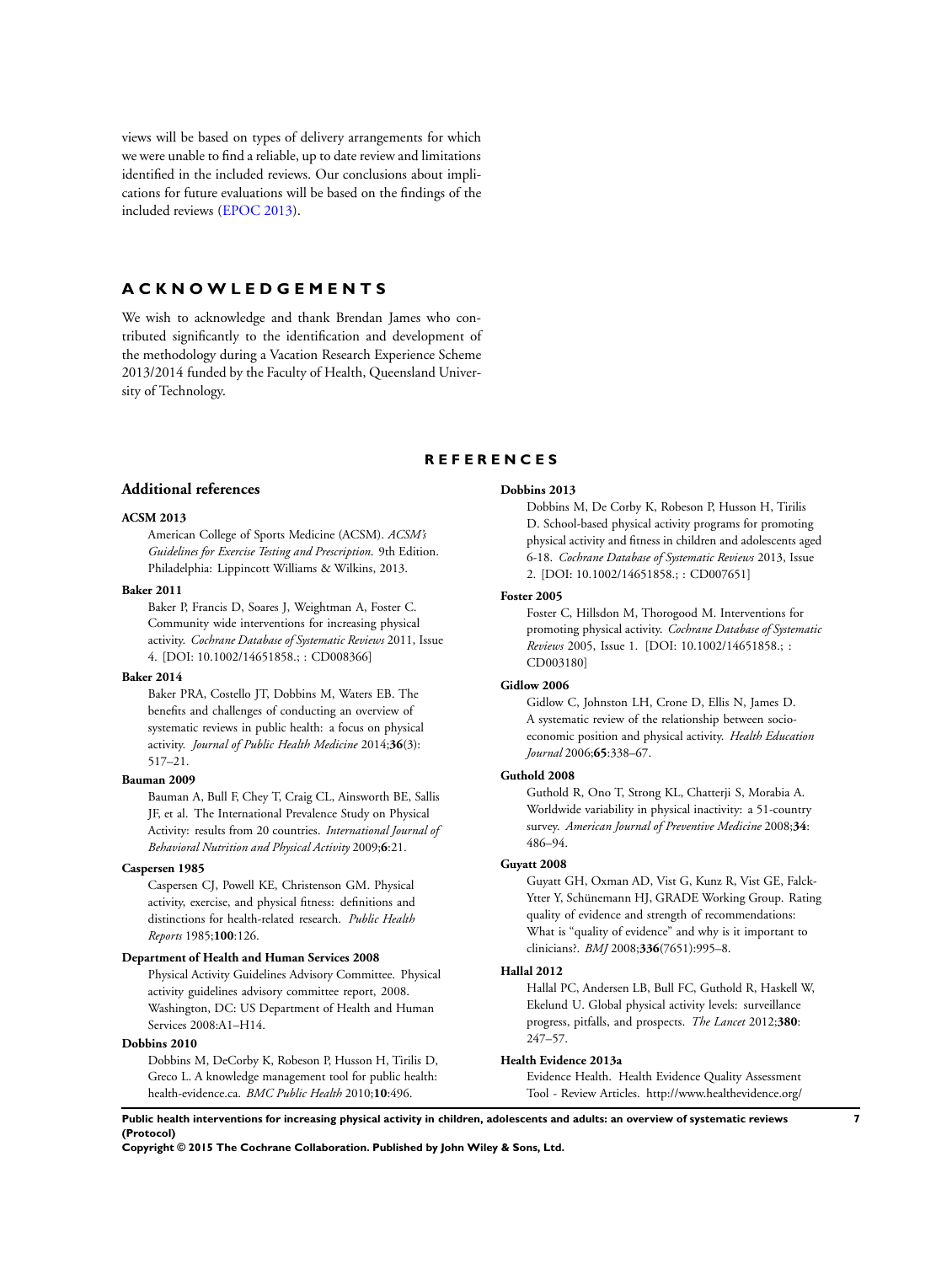views will be based on types of delivery arrangements for which we were unable to find a reliable, up to date review and limitations identified in the included reviews. Our conclusions about implications for future evaluations will be based on the findings of the included reviews (EPOC 2013).

# ACKNOWLEDGEMENTS

We wish to acknowledge and thank Brendan James who contributed significantly to the identification and development of the methodology during a Vacation Research Experience Scheme 2013/2014 funded by the Faculty of Health, Queensland University of Technology.

# REFERENCES

## Additional references

**ACSM 2013**

American College of Sports Medicine (ACSM). *ACSM's Guidelines for Exercise Testing and Prescription*. 9th Edition. Philadelphia: Lippincott Williams & Wilkins, 2013.

**Baker 2011**

Baker P, Francis D, Soares J, Weightman A, Foster C. Community wide interventions for increasing physical activity. *Cochrane Database of Systematic Reviews* 2011, Issue 4. [DOI: 10.1002/14651858.; : CD008366]

**Baker 2014**

Baker PRA, Costello JT, Dobbins M, Waters EB. The benefits and challenges of conducting an overview of systematic reviews in public health: a focus on physical activity. *Journal of Public Health Medicine* 2014;**36**(3): 517–21.

**Bauman 2009**

Bauman A, Bull F, Chey T, Craig CL, Ainsworth BE, Sallis JF, et al. The International Prevalence Study on Physical Activity: results from 20 countries. *International Journal of Behavioral Nutrition and Physical Activity* 2009;**6**:21.

**Caspersen 1985**

Caspersen CJ, Powell KE, Christenson GM. Physical activity, exercise, and physical fitness: definitions and distinctions for health-related research. *Public Health Reports* 1985;**100**:126.

**Department of Health and Human Services 2008**

Physical Activity Guidelines Advisory Committee. Physical activity guidelines advisory committee report, 2008. Washington, DC: US Department of Health and Human Services 2008:A1–H14.

**Dobbins 2010**

Dobbins M, DeCorby K, Robeson P, Husson H, Tirilis D, Greco L. A knowledge management tool for public health: health-evidence.ca. *BMC Public Health* 2010;**10**:496.

**Dobbins 2013**

Dobbins M, De Corby K, Robeson P, Husson H, Tirilis D. School-based physical activity programs for promoting physical activity and fitness in children and adolescents aged 6-18. *Cochrane Database of Systematic Reviews* 2013, Issue 2. [DOI: 10.1002/14651858.; : CD007651]

**Foster 2005**

Foster C, Hillsdon M, Thorogood M. Interventions for promoting physical activity. *Cochrane Database of Systematic Reviews* 2005, Issue 1. [DOI: 10.1002/14651858.; : CD003180]

**Gidlow 2006**

Gidlow C, Johnston LH, Crone D, Ellis N, James D. A systematic review of the relationship between socio-economic position and physical activity. *Health Education Journal* 2006;**65**:338–67.

**Guthold 2008**

Guthold R, Ono T, Strong KL, Chatterji S, Morabia A. Worldwide variability in physical inactivity: a 51-country survey. *American Journal of Preventive Medicine* 2008;**34**: 486–94.

**Guyatt 2008**

Guyatt GH, Oxman AD, Vist G, Kunz R, Vist GE, Falck-Ytter Y, Schünemann HJ, GRADE Working Group. Rating quality of evidence and strength of recommendations: What is "quality of evidence" and why is it important to clinicians?. *BMJ* 2008;**336**(7651):995–8.

**Hallal 2012**

Hallal PC, Andersen LB, Bull FC, Guthold R, Haskell W, Ekelund U. Global physical activity levels: surveillance progress, pitfalls, and prospects. *The Lancet* 2012;**380**: 247–57.

**Health Evidence 2013a**

Evidence Health. Health Evidence Quality Assessment Tool - Review Articles. http://www.healthevidence.org/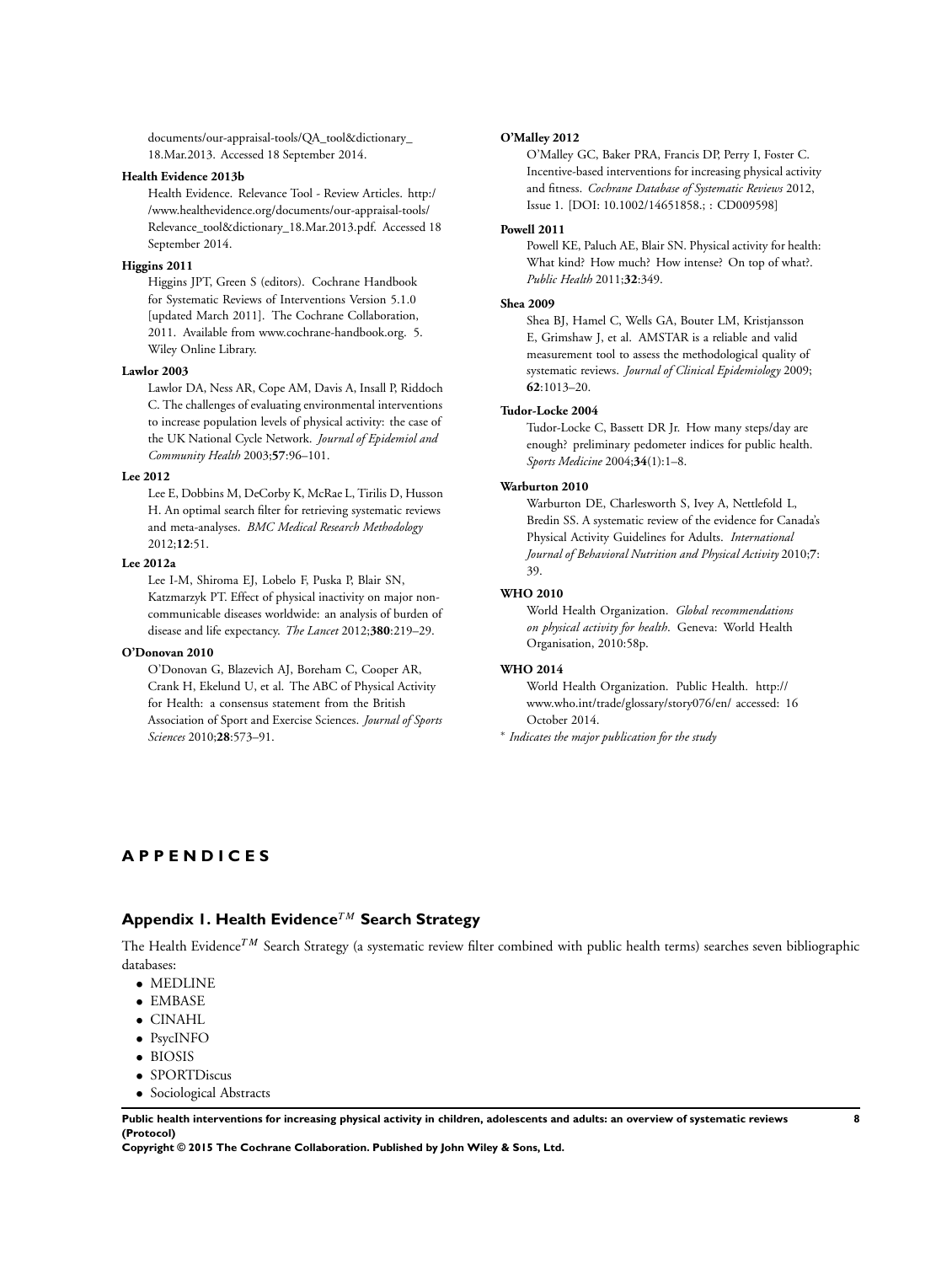documents/our-appraisal-tools/QA_tool&dictionary_18.Mar.2013. Accessed 18 September 2014.

**Health Evidence 2013b**

Health Evidence. Relevance Tool - Review Articles. http://www.healthevidence.org/documents/our-appraisal-tools/Relevance_tool&dictionary_18.Mar.2013.pdf. Accessed 18 September 2014.

**Higgins 2011**

Higgins JPT, Green S (editors). Cochrane Handbook for Systematic Reviews of Interventions Version 5.1.0 [updated March 2011]. The Cochrane Collaboration, 2011. Available from www.cochrane-handbook.org. 5. Wiley Online Library.

**Lawlor 2003**

Lawlor DA, Ness AR, Cope AM, Davis A, Insall P, Riddoch C. The challenges of evaluating environmental interventions to increase population levels of physical activity: the case of the UK National Cycle Network. *Journal of Epidemiol and Community Health* 2003;**57**:96–101.

**Lee 2012**

Lee E, Dobbins M, DeCorby K, McRae L, Tirilis D, Husson H. An optimal search filter for retrieving systematic reviews and meta-analyses. *BMC Medical Research Methodology* 2012;**12**:51.

**Lee 2012a**

Lee I-M, Shiroma EJ, Lobelo F, Puska P, Blair SN, Katzmarzyk PT. Effect of physical inactivity on major non-communicable diseases worldwide: an analysis of burden of disease and life expectancy. *The Lancet* 2012;**380**:219–29.

**O'Donovan 2010**

O'Donovan G, Blazevich AJ, Boreham C, Cooper AR, Crank H, Ekelund U, et al. The ABC of Physical Activity for Health: a consensus statement from the British Association of Sport and Exercise Sciences. *Journal of Sports Sciences* 2010;**28**:573–91.

**O'Malley 2012**

O'Malley GC, Baker PRA, Francis DP, Perry I, Foster C. Incentive-based interventions for increasing physical activity and fitness. *Cochrane Database of Systematic Reviews* 2012, Issue 1. [DOI: 10.1002/14651858.; : CD009598]

**Powell 2011**

Powell KE, Paluch AE, Blair SN. Physical activity for health: What kind? How much? How intense? On top of what?. *Public Health* 2011;**32**:349.

**Shea 2009**

Shea BJ, Hamel C, Wells GA, Bouter LM, Kristjansson E, Grimshaw J, et al. AMSTAR is a reliable and valid measurement tool to assess the methodological quality of systematic reviews. *Journal of Clinical Epidemiology* 2009; **62**:1013–20.

**Tudor-Locke 2004**

Tudor-Locke C, Bassett DR Jr. How many steps/day are enough? preliminary pedometer indices for public health. *Sports Medicine* 2004;**34**(1):1–8.

**Warburton 2010**

Warburton DE, Charlesworth S, Ivey A, Nettlefold L, Bredin SS. A systematic review of the evidence for Canada's Physical Activity Guidelines for Adults. *International Journal of Behavioral Nutrition and Physical Activity* 2010;**7**: 39.

**WHO 2010**

World Health Organization. *Global recommendations on physical activity for health*. Geneva: World Health Organisation, 2010:58p.

**WHO 2014**

World Health Organization. Public Health. http://www.who.int/trade/glossary/story076/en/ accessed: 16 October 2014.

* *Indicates the major publication for the study*

# APPENDICES

## Appendix 1. Health Evidence$^{TM}$ Search Strategy

The Health Evidence$^{TM}$ Search Strategy (a systematic review filter combined with public health terms) searches seven bibliographic databases:

- MEDLINE
- EMBASE
- CINAHL
- PsycINFO
- BIOSIS
- SPORTDiscus
- Sociological Abstracts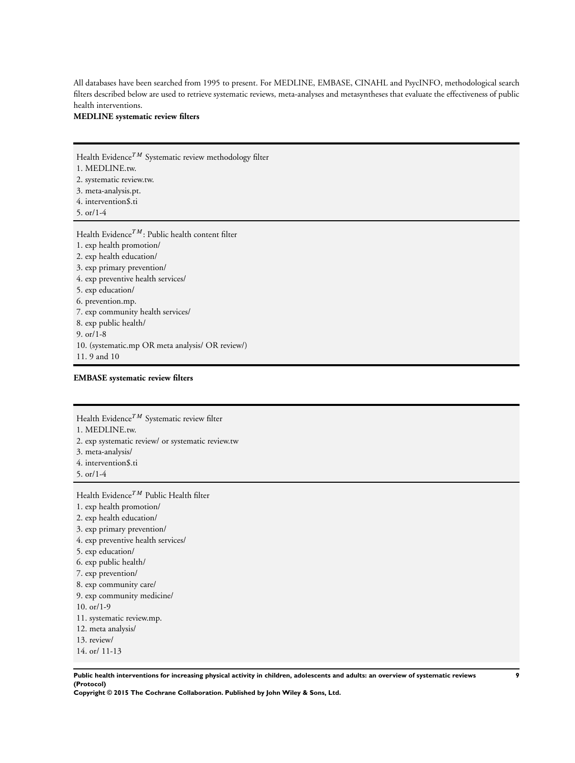All databases have been searched from 1995 to present. For MEDLINE, EMBASE, CINAHL and PsycINFO, methodological search filters described below are used to retrieve systematic reviews, meta-analyses and metasyntheses that evaluate the effectiveness of public health interventions.

**MEDLINE systematic review filters**

Health Evidence$^{TM}$ Systematic review methodology filter

1. MEDLINE.tw.
2. systematic review.tw.
3. meta-analysis.pt.
4. intervention$.ti
5. or/1-4

Health Evidence$^{TM}$: Public health content filter

1. exp health promotion/
2. exp health education/
3. exp primary prevention/
4. exp preventive health services/
5. exp education/
6. prevention.mp.
7. exp community health services/
8. exp public health/
9. or/1-8
10. (systematic.mp OR meta analysis/ OR review/)
11. 9 and 10

**EMBASE systematic review filters**

Health Evidence$^{TM}$ Systematic review filter

1. MEDLINE.tw.
2. exp systematic review/ or systematic review.tw
3. meta-analysis/
4. intervention$.ti
5. or/1-4

Health Evidence$^{TM}$ Public Health filter

1. exp health promotion/
2. exp health education/
3. exp primary prevention/
4. exp preventive health services/
5. exp education/
6. exp public health/
7. exp prevention/
8. exp community care/
9. exp community medicine/
10. or/1-9
11. systematic review.mp.
12. meta analysis/
13. review/
14. or/ 11-13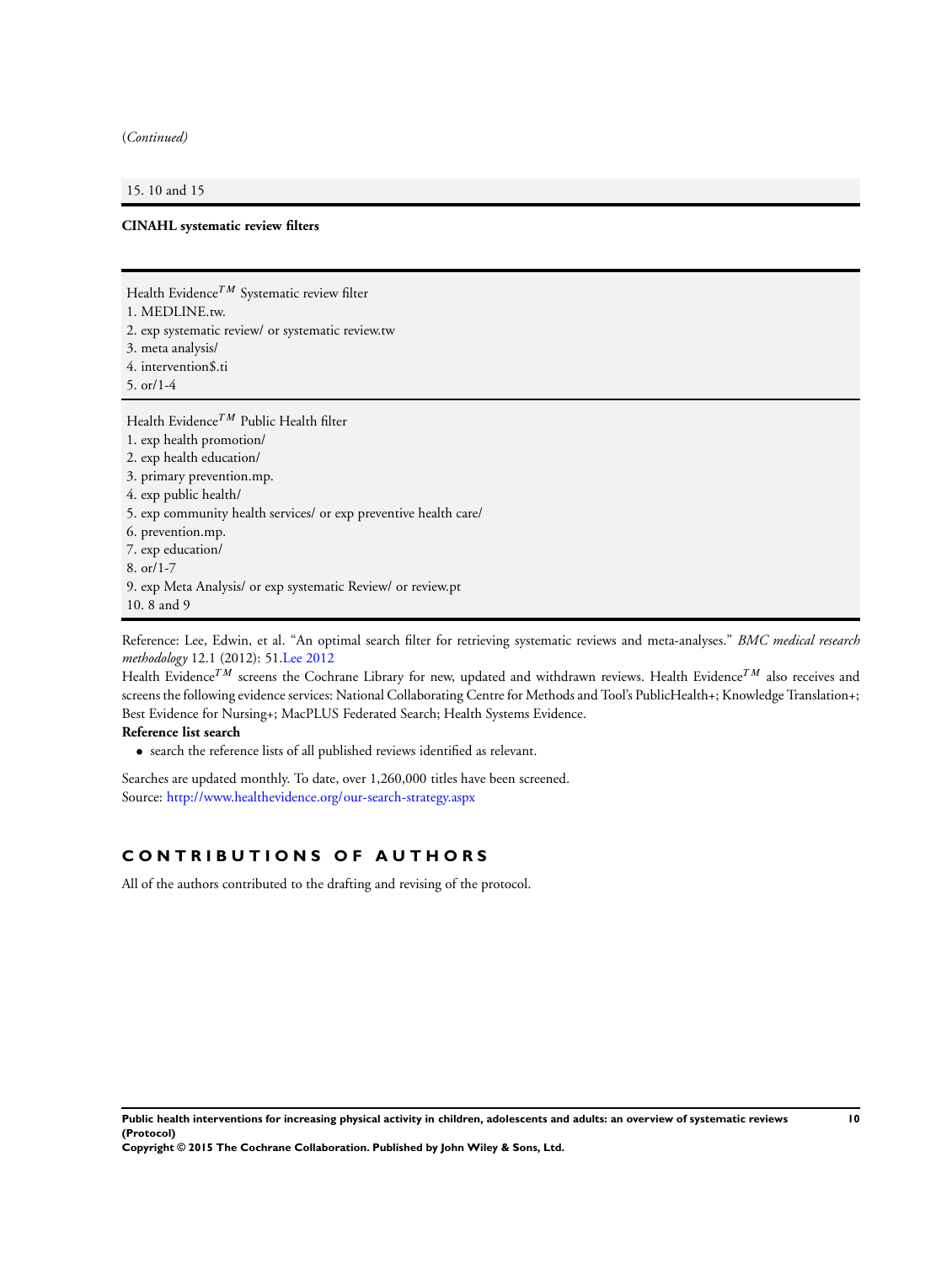(*Continued*)

15. 10 and 15

**CINAHL systematic review filters**

Health Evidence$^{TM}$ Systematic review filter
1. MEDLINE.tw.
2. exp systematic review/ or systematic review.tw
3. meta analysis/
4. intervention$.ti
5. or/1-4

Health Evidence$^{TM}$ Public Health filter
1. exp health promotion/
2. exp health education/
3. primary prevention.mp.
4. exp public health/
5. exp community health services/ or exp preventive health care/
6. prevention.mp.
7. exp education/
8. or/1-7
9. exp Meta Analysis/ or exp systematic Review/ or review.pt
10. 8 and 9

Reference: Lee, Edwin, et al. "An optimal search filter for retrieving systematic reviews and meta-analyses." *BMC medical research methodology* 12.1 (2012): 51.Lee 2012

Health Evidence$^{TM}$ screens the Cochrane Library for new, updated and withdrawn reviews. Health Evidence$^{TM}$ also receives and screens the following evidence services: National Collaborating Centre for Methods and Tool's PublicHealth+; Knowledge Translation+; Best Evidence for Nursing+; MacPLUS Federated Search; Health Systems Evidence.

**Reference list search**

- search the reference lists of all published reviews identified as relevant.

Searches are updated monthly. To date, over 1,260,000 titles have been screened.
Source: http://www.healthevidence.org/our-search-strategy.aspx

## CONTRIBUTIONS OF AUTHORS

All of the authors contributed to the drafting and revising of the protocol.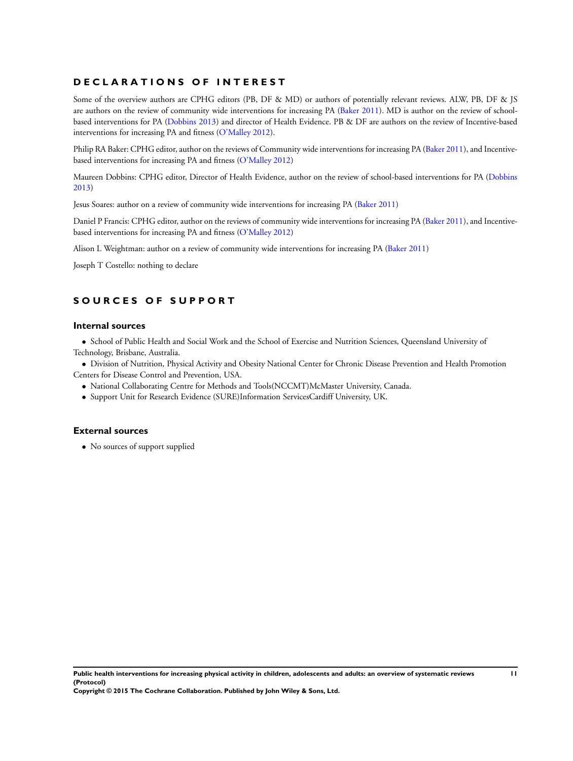# DECLARATIONS OF INTEREST

Some of the overview authors are CPHG editors (PB, DF & MD) or authors of potentially relevant reviews. ALW, PB, DF & JS are authors on the review of community wide interventions for increasing PA (Baker 2011). MD is author on the review of school-based interventions for PA (Dobbins 2013) and director of Health Evidence. PB & DF are authors on the review of Incentive-based interventions for increasing PA and fitness (O'Malley 2012).

Philip RA Baker: CPHG editor, author on the reviews of Community wide interventions for increasing PA (Baker 2011), and Incentive-based interventions for increasing PA and fitness (O'Malley 2012)

Maureen Dobbins: CPHG editor, Director of Health Evidence, author on the review of school-based interventions for PA (Dobbins 2013)

Jesus Soares: author on a review of community wide interventions for increasing PA (Baker 2011)

Daniel P Francis: CPHG editor, author on the reviews of community wide interventions for increasing PA (Baker 2011), and Incentive-based interventions for increasing PA and fitness (O'Malley 2012)

Alison L Weightman: author on a review of community wide interventions for increasing PA (Baker 2011)

Joseph T Costello: nothing to declare

# SOURCES OF SUPPORT

## Internal sources

- School of Public Health and Social Work and the School of Exercise and Nutrition Sciences, Queensland University of Technology, Brisbane, Australia.
- Division of Nutrition, Physical Activity and Obesity National Center for Chronic Disease Prevention and Health Promotion Centers for Disease Control and Prevention, USA.
- National Collaborating Centre for Methods and Tools(NCCMT)McMaster University, Canada.
- Support Unit for Research Evidence (SURE)Information ServicesCardiff University, UK.

## External sources

- No sources of support supplied